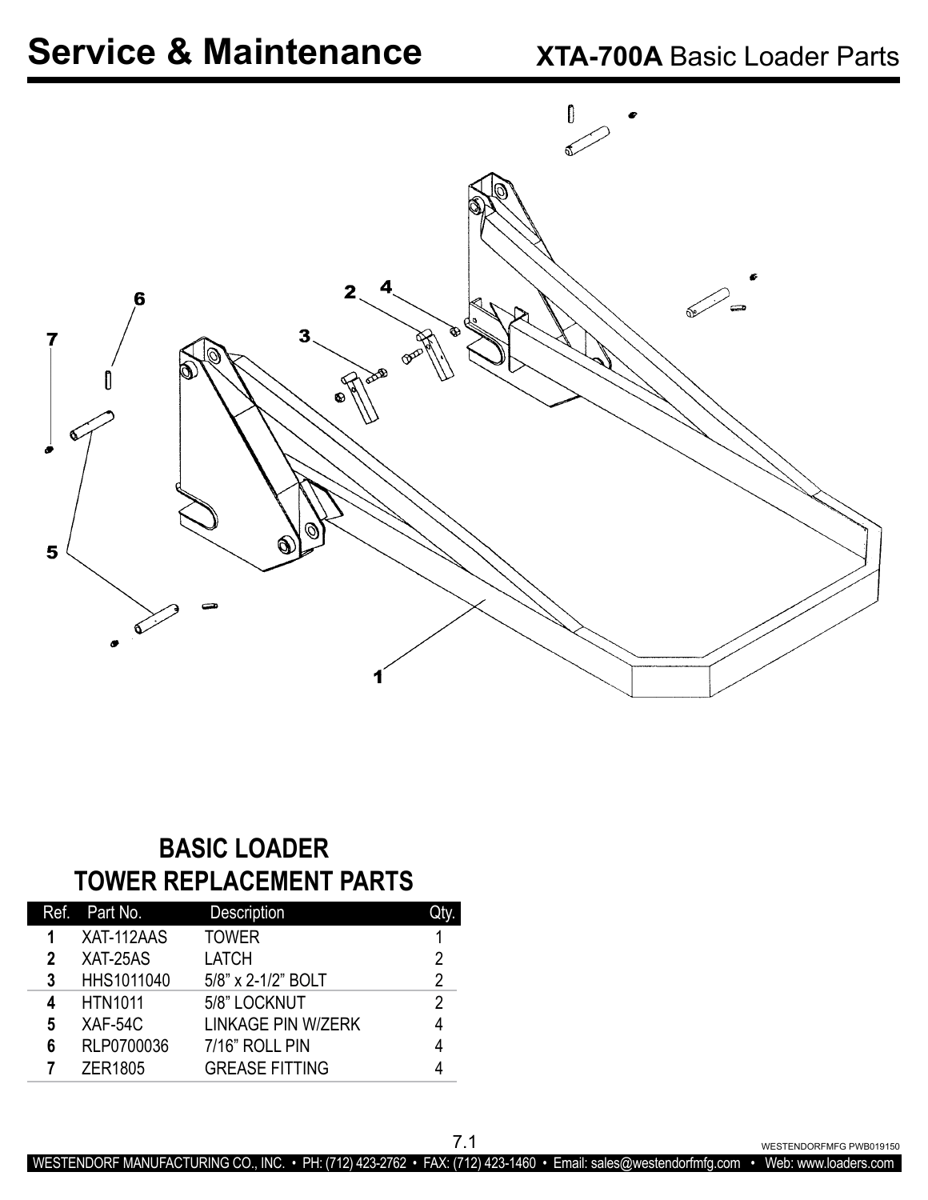# Service & Maintenance

## XTA-700A Basic Loader Parts

## BASIC LOADER TOWER REPLACEMENT PARTS

| Ref. | Part No. | Description | Qty. |
|---|---|---|---|
| 1 | XAT-112AAS | TOWER | 1 |
| 2 | XAT-25AS | LATCH | 2 |
| 3 | HHS1011040 | 5/8" x 2-1/2" BOLT | 2 |
| 4 | HTN1011 | 5/8" LOCKNUT | 2 |
| 5 | XAF-54C | LINKAGE PIN W/ZERK | 4 |
| 6 | RLP0700036 | 7/16" ROLL PIN | 4 |
| 7 | ZER1805 | GREASE FITTING | 4 |

WESTENDORFMFG PWB019150

WESTENDORF MANUFACTURING CO., INC. • PH: (712) 423-2762 • FAX: (712) 423-1460 • Email: sales@westendorfmfg.com • Web: www.loaders.com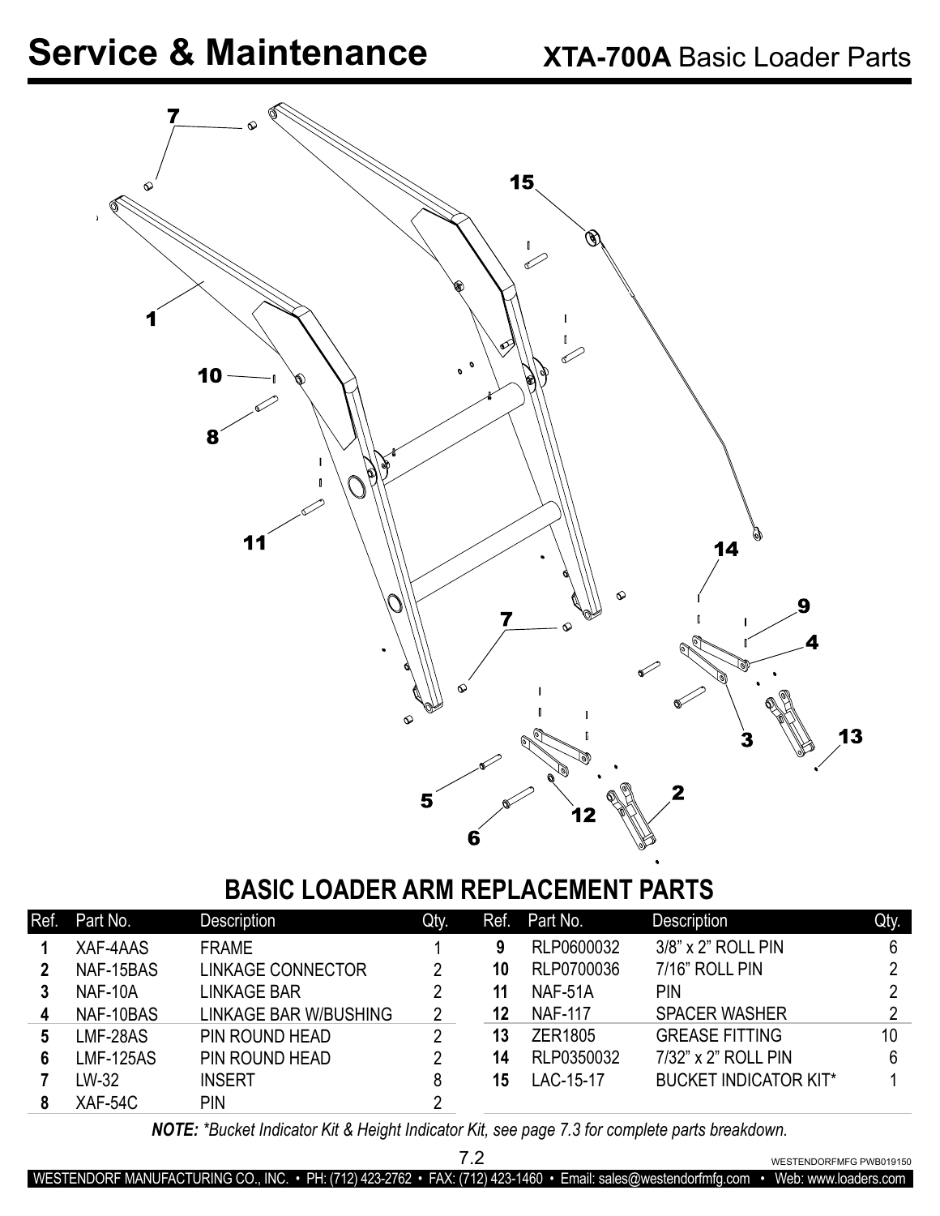# Service & Maintenance

## XTA-700A Basic Loader Parts

## BASIC LOADER ARM REPLACEMENT PARTS

| Ref. | Part No. | Description | Qty. |
|---|---|---|---|
| 1 | XAF-4AAS | FRAME | 1 |
| 2 | NAF-15BAS | LINKAGE CONNECTOR | 2 |
| 3 | NAF-10A | LINKAGE BAR | 2 |
| 4 | NAF-10BAS | LINKAGE BAR W/BUSHING | 2 |
| 5 | LMF-28AS | PIN ROUND HEAD | 2 |
| 6 | LMF-125AS | PIN ROUND HEAD | 2 |
| 7 | LW-32 | INSERT | 8 |
| 8 | XAF-54C | PIN | 2 |
| 9 | RLP0600032 | 3/8" x 2" ROLL PIN | 6 |
| 10 | RLP0700036 | 7/16" ROLL PIN | 2 |
| 11 | NAF-51A | PIN | 2 |
| 12 | NAF-117 | SPACER WASHER | 2 |
| 13 | ZER1805 | GREASE FITTING | 10 |
| 14 | RLP0350032 | 7/32" x 2" ROLL PIN | 6 |
| 15 | LAC-15-17 | BUCKET INDICATOR KIT* | 1 |

***NOTE:** \*Bucket Indicator Kit & Height Indicator Kit, see page 7.3 for complete parts breakdown.*

WESTENDORFMFG PWB019150

WESTENDORF MANUFACTURING CO., INC. • PH: (712) 423-2762 • FAX: (712) 423-1460 • Email: sales@westendorfmfg.com • Web: www.loaders.com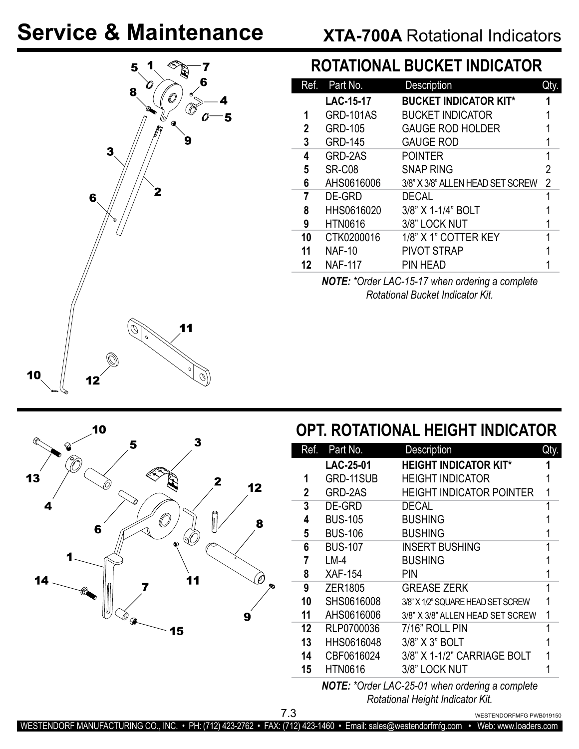# Service & Maintenance

## XTA-700A Rotational Indicators

### ROTATIONAL BUCKET INDICATOR

| Ref. | Part No. | Description | Qty. |
|---|---|---|---|
| | **LAC-15-17** | **BUCKET INDICATOR KIT*** | **1** |
| 1 | GRD-101AS | BUCKET INDICATOR | 1 |
| 2 | GRD-105 | GAUGE ROD HOLDER | 1 |
| 3 | GRD-145 | GAUGE ROD | 1 |
| 4 | GRD-2AS | POINTER | 1 |
| 5 | SR-C08 | SNAP RING | 2 |
| 6 | AHS0616006 | 3/8" X 3/8" ALLEN HEAD SET SCREW | 2 |
| 7 | DE-GRD | DECAL | 1 |
| 8 | HHS0616020 | 3/8" X 1-1/4" BOLT | 1 |
| 9 | HTN0616 | 3/8" LOCK NUT | 1 |
| 10 | CTK0200016 | 1/8" X 1" COTTER KEY | 1 |
| 11 | NAF-10 | PIVOT STRAP | 1 |
| 12 | NAF-117 | PIN HEAD | 1 |

***NOTE:*** *\*Order LAC-15-17 when ordering a complete Rotational Bucket Indicator Kit.*

### OPT. ROTATIONAL HEIGHT INDICATOR

| Ref. | Part No. | Description | Qty. |
|---|---|---|---|
| | **LAC-25-01** | **HEIGHT INDICATOR KIT*** | **1** |
| 1 | GRD-11SUB | HEIGHT INDICATOR | 1 |
| 2 | GRD-2AS | HEIGHT INDICATOR POINTER | 1 |
| 3 | DE-GRD | DECAL | 1 |
| 4 | BUS-105 | BUSHING | 1 |
| 5 | BUS-106 | BUSHING | 1 |
| 6 | BUS-107 | INSERT BUSHING | 1 |
| 7 | LM-4 | BUSHING | 1 |
| 8 | XAF-154 | PIN | 1 |
| 9 | ZER1805 | GREASE ZERK | 1 |
| 10 | SHS0616008 | 3/8" X 1/2" SQUARE HEAD SET SCREW | 1 |
| 11 | AHS0616006 | 3/8" X 3/8" ALLEN HEAD SET SCREW | 1 |
| 12 | RLP0700036 | 7/16" ROLL PIN | 1 |
| 13 | HHS0616048 | 3/8" X 3" BOLT | 1 |
| 14 | CBF0616024 | 3/8" X 1-1/2" CARRIAGE BOLT | 1 |
| 15 | HTN0616 | 3/8" LOCK NUT | 1 |

***NOTE:*** *\*Order LAC-25-01 when ordering a complete Rotational Height Indicator Kit.*

WESTENDORFMFG PWB019150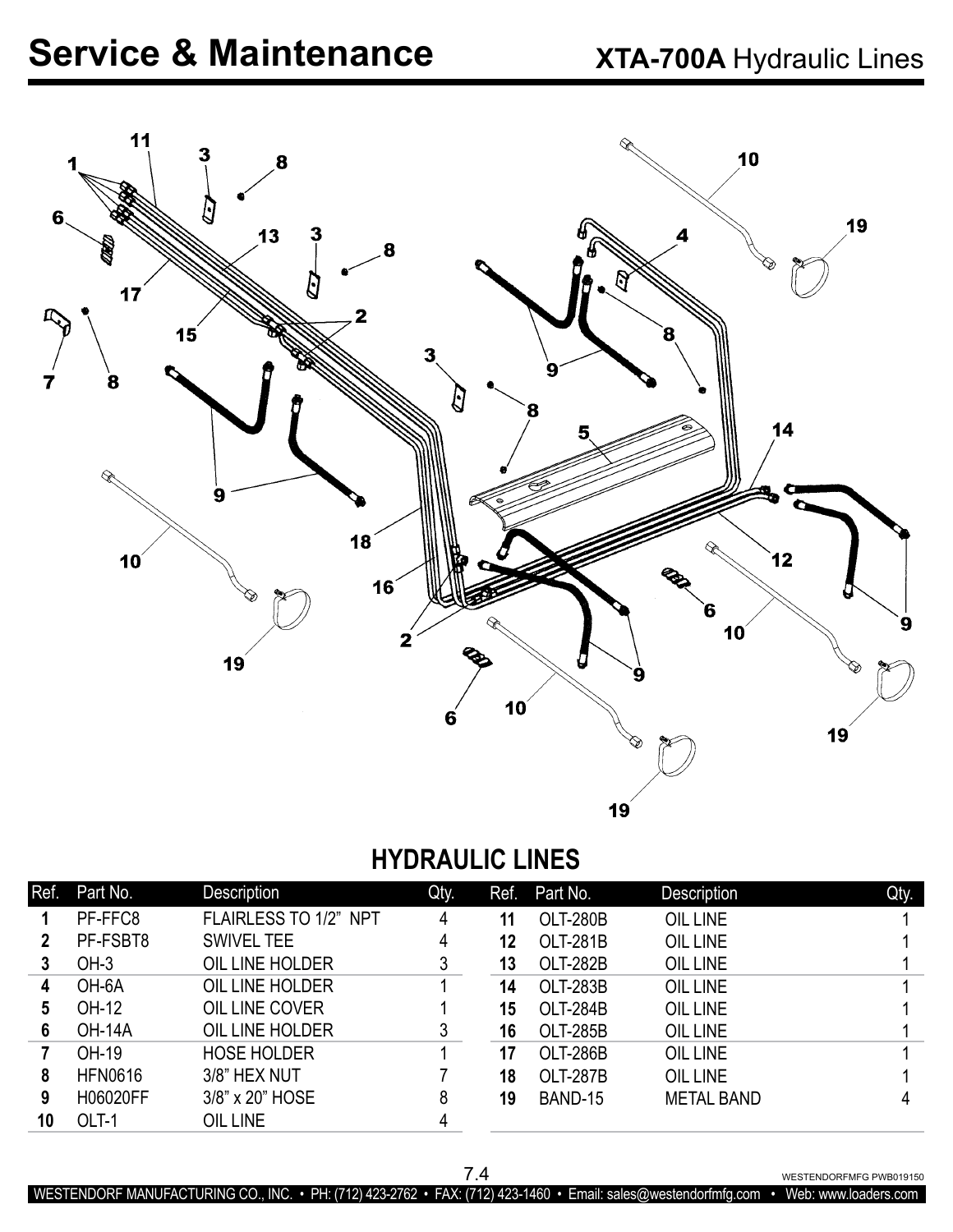# Service & Maintenance

## XTA-700A Hydraulic Lines

## HYDRAULIC LINES

| Ref. | Part No. | Description | Qty. | Ref. | Part No. | Description | Qty. |
|---|---|---|---|---|---|---|---|
| 1 | PF-FFC8 | FLAIRLESS TO 1/2" NPT | 4 | 11 | OLT-280B | OIL LINE | 1 |
| 2 | PF-FSBT8 | SWIVEL TEE | 4 | 12 | OLT-281B | OIL LINE | 1 |
| 3 | OH-3 | OIL LINE HOLDER | 3 | 13 | OLT-282B | OIL LINE | 1 |
| 4 | OH-6A | OIL LINE HOLDER | 1 | 14 | OLT-283B | OIL LINE | 1 |
| 5 | OH-12 | OIL LINE COVER | 1 | 15 | OLT-284B | OIL LINE | 1 |
| 6 | OH-14A | OIL LINE HOLDER | 3 | 16 | OLT-285B | OIL LINE | 1 |
| 7 | OH-19 | HOSE HOLDER | 1 | 17 | OLT-286B | OIL LINE | 1 |
| 8 | HFN0616 | 3/8" HEX NUT | 7 | 18 | OLT-287B | OIL LINE | 1 |
| 9 | H06020FF | 3/8" x 20" HOSE | 8 | 19 | BAND-15 | METAL BAND | 4 |
| 10 | OLT-1 | OIL LINE | 4 | | | | |

WESTENDORFMFG PWB019150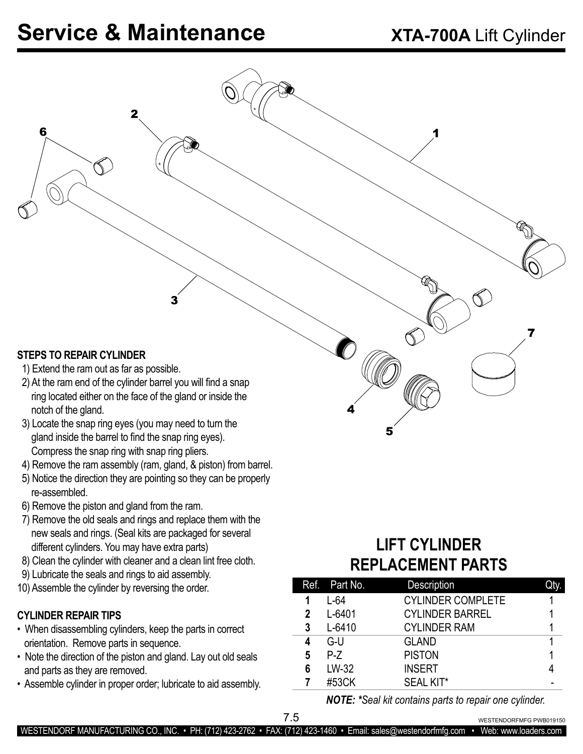# Service & Maintenance

## XTA-700A Lift Cylinder

### STEPS TO REPAIR CYLINDER

1) Extend the ram out as far as possible.
2) At the ram end of the cylinder barrel you will find a snap ring located either on the face of the gland or inside the notch of the gland.
3) Locate the snap ring eyes (you may need to turn the gland inside the barrel to find the snap ring eyes). Compress the snap ring with snap ring pliers.
4) Remove the ram assembly (ram, gland, & piston) from barrel.
5) Notice the direction they are pointing so they can be properly re-assembled.
6) Remove the piston and gland from the ram.
7) Remove the old seals and rings and replace them with the new seals and rings. (Seal kits are packaged for several different cylinders. You may have extra parts)
8) Clean the cylinder with cleaner and a clean lint free cloth.
9) Lubricate the seals and rings to aid assembly.
10) Assemble the cylinder by reversing the order.

### CYLINDER REPAIR TIPS

- When disassembling cylinders, keep the parts in correct orientation. Remove parts in sequence.
- Note the direction of the piston and gland. Lay out old seals and parts as they are removed.
- Assemble cylinder in proper order; lubricate to aid assembly.

## LIFT CYLINDER REPLACEMENT PARTS

| Ref. | Part No. | Description | Qty. |
|---|---|---|---|
| 1 | L-64 | CYLINDER COMPLETE | 1 |
| 2 | L-6401 | CYLINDER BARREL | 1 |
| 3 | L-6410 | CYLINDER RAM | 1 |
| 4 | G-U | GLAND | 1 |
| 5 | P-Z | PISTON | 1 |
| 6 | LW-32 | INSERT | 4 |
| 7 | #53CK | SEAL KIT* | - |

***NOTE:** *Seal kit contains parts to repair one cylinder.*

WESTENDORFMFG PWB019150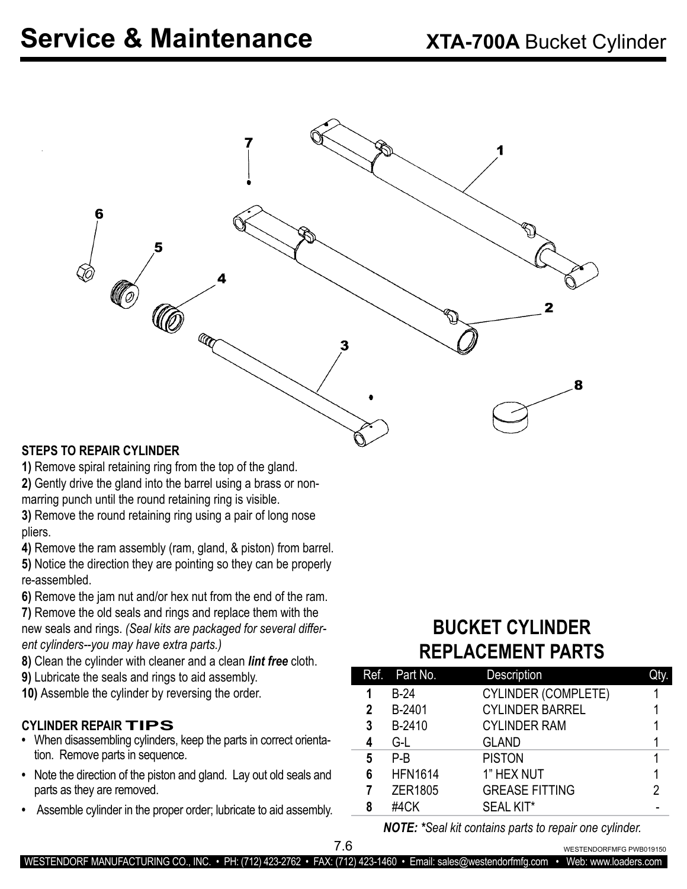# Service & Maintenance

## XTA-700A Bucket Cylinder

### STEPS TO REPAIR CYLINDER

**1)** Remove spiral retaining ring from the top of the gland.
**2)** Gently drive the gland into the barrel using a brass or non-marring punch until the round retaining ring is visible.
**3)** Remove the round retaining ring using a pair of long nose pliers.
**4)** Remove the ram assembly (ram, gland, & piston) from barrel.
**5)** Notice the direction they are pointing so they can be properly re-assembled.
**6)** Remove the jam nut and/or hex nut from the end of the ram.
**7)** Remove the old seals and rings and replace them with the new seals and rings. *(Seal kits are packaged for several different cylinders--you may have extra parts.)*
**8)** Clean the cylinder with cleaner and a clean ***lint free*** cloth.
**9)** Lubricate the seals and rings to aid assembly.
**10)** Assemble the cylinder by reversing the order.

### CYLINDER REPAIR TIPS

- When disassembling cylinders, keep the parts in correct orientation. Remove parts in sequence.
- Note the direction of the piston and gland. Lay out old seals and parts as they are removed.
- Assemble cylinder in the proper order; lubricate to aid assembly.

## BUCKET CYLINDER REPLACEMENT PARTS

| Ref. | Part No. | Description | Qty. |
|---|---|---|---|
| 1 | B-24 | CYLINDER (COMPLETE) | 1 |
| 2 | B-2401 | CYLINDER BARREL | 1 |
| 3 | B-2410 | CYLINDER RAM | 1 |
| 4 | G-L | GLAND | 1 |
| 5 | P-B | PISTON | 1 |
| 6 | HFN1614 | 1" HEX NUT | 1 |
| 7 | ZER1805 | GREASE FITTING | 2 |
| 8 | #4CK | SEAL KIT* | - |

***NOTE:*** *\*Seal kit contains parts to repair one cylinder.*

WESTENDORFMFG PWB019150

WESTENDORF MANUFACTURING CO., INC. • PH: (712) 423-2762 • FAX: (712) 423-1460 • Email: sales@westendorfmfg.com • Web: www.loaders.com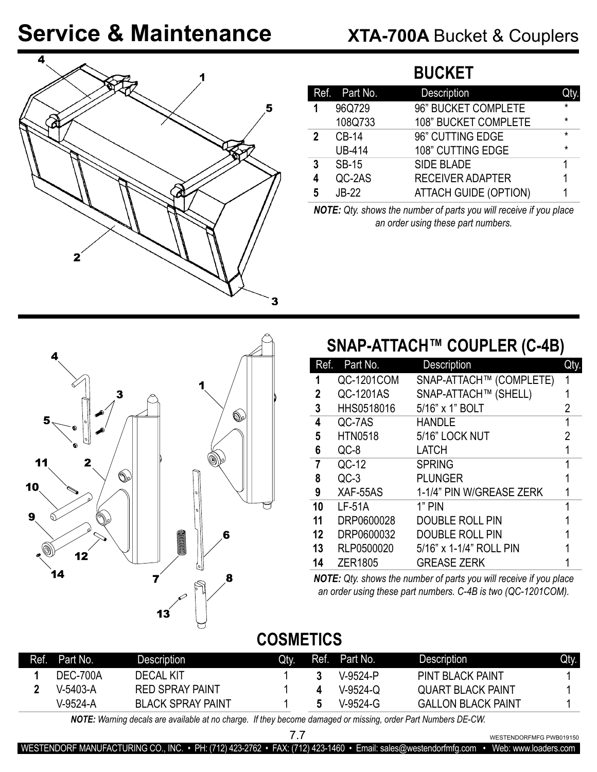# Service & Maintenance

**XTA-700A** Bucket & Couplers

## BUCKET

| Ref. | Part No. | Description | Qty. |
|---|---|---|---|
| 1 | 96Q729 | 96" BUCKET COMPLETE | * |
| | 108Q733 | 108" BUCKET COMPLETE | * |
| 2 | CB-14 | 96" CUTTING EDGE | * |
| | UB-414 | 108" CUTTING EDGE | * |
| 3 | SB-15 | SIDE BLADE | 1 |
| 4 | QC-2AS | RECEIVER ADAPTER | 1 |
| 5 | JB-22 | ATTACH GUIDE (OPTION) | 1 |

***NOTE:*** *Qty. shows the number of parts you will receive if you place an order using these part numbers.*

## SNAP-ATTACH™ COUPLER (C-4B)

| Ref. | Part No. | Description | Qty. |
|---|---|---|---|
| 1 | QC-1201COM | SNAP-ATTACH™ (COMPLETE) | 1 |
| 2 | QC-1201AS | SNAP-ATTACH™ (SHELL) | 1 |
| 3 | HHS0518016 | 5/16" x 1" BOLT | 2 |
| 4 | QC-7AS | HANDLE | 1 |
| 5 | HTN0518 | 5/16" LOCK NUT | 2 |
| 6 | QC-8 | LATCH | 1 |
| 7 | QC-12 | SPRING | 1 |
| 8 | QC-3 | PLUNGER | 1 |
| 9 | XAF-55AS | 1-1/4" PIN W/GREASE ZERK | 1 |
| 10 | LF-51A | 1" PIN | 1 |
| 11 | DRP0600028 | DOUBLE ROLL PIN | 1 |
| 12 | DRP0600032 | DOUBLE ROLL PIN | 1 |
| 13 | RLP0500020 | 5/16" x 1-1/4" ROLL PIN | 1 |
| 14 | ZER1805 | GREASE ZERK | 1 |

***NOTE:*** *Qty. shows the number of parts you will receive if you place an order using these part numbers. C-4B is two (QC-1201COM).*

## COSMETICS

| Ref. | Part No. | Description | Qty. | Ref. | Part No. | Description | Qty. |
|---|---|---|---|---|---|---|---|
| 1 | DEC-700A | DECAL KIT | 1 | 3 | V-9524-P | PINT BLACK PAINT | 1 |
| 2 | V-5403-A | RED SPRAY PAINT | 1 | 4 | V-9524-Q | QUART BLACK PAINT | 1 |
| | V-9524-A | BLACK SPRAY PAINT | 1 | 5 | V-9524-G | GALLON BLACK PAINT | 1 |

***NOTE:*** *Warning decals are available at no charge. If they become damaged or missing, order Part Numbers DE-CW.*

WESTENDORFMFG PWB019150

WESTENDORF MANUFACTURING CO., INC. • PH: (712) 423-2762 • FAX: (712) 423-1460 • Email: sales@westendorfmfg.com • Web: www.loaders.com